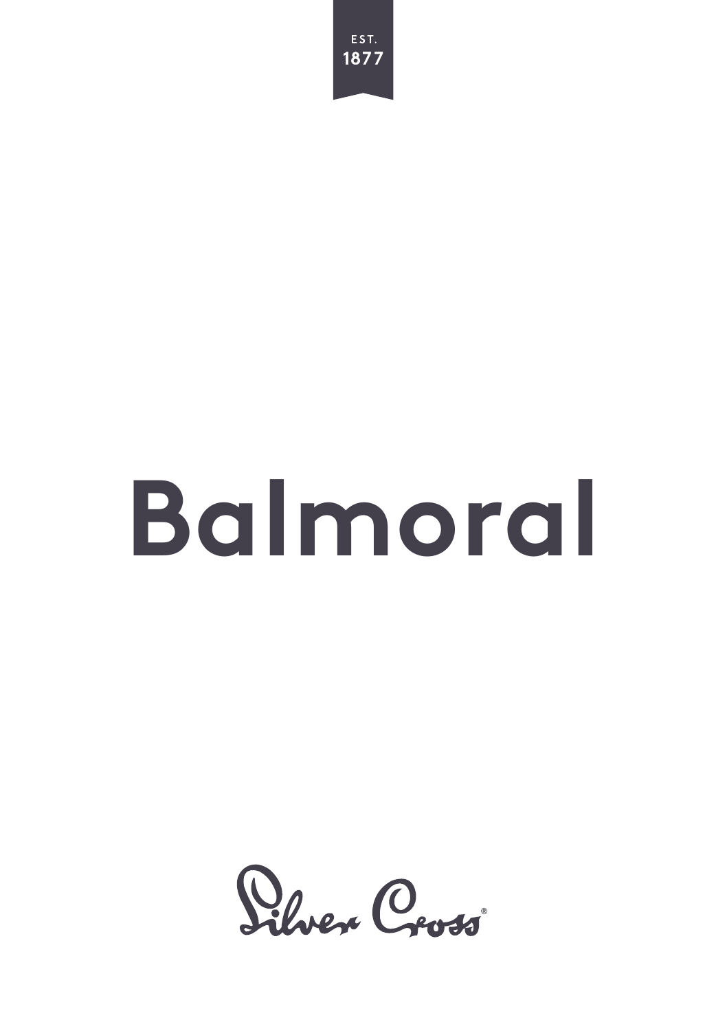EST.
1877

# Balmoral

Silver Cross®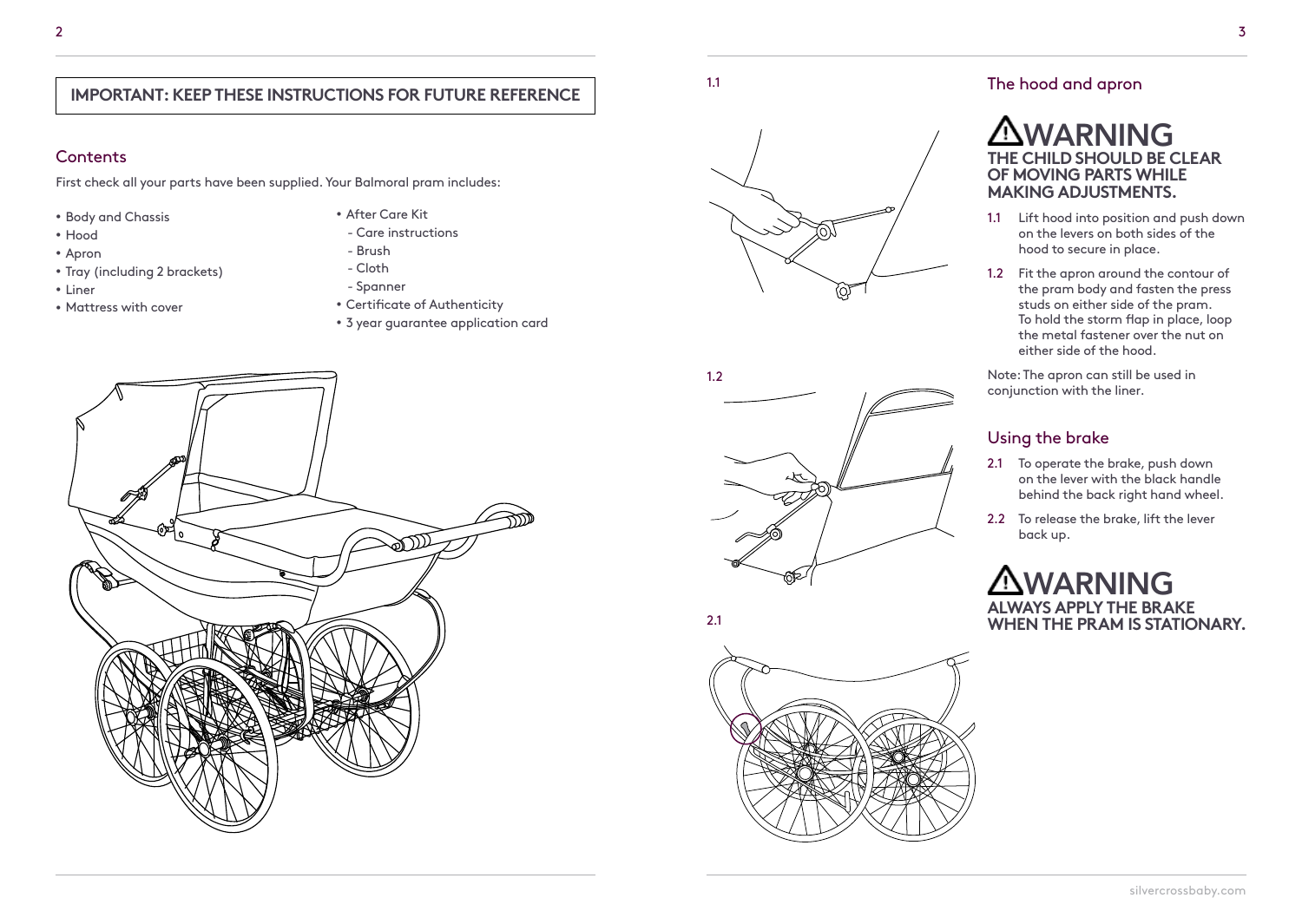**IMPORTANT: KEEP THESE INSTRUCTIONS FOR FUTURE REFERENCE**

## Contents

First check all your parts have been supplied. Your Balmoral pram includes:

- Body and Chassis
- Hood
- Apron
- Tray (including 2 brackets)
- Liner
- Mattress with cover
- After Care Kit
  - Care instructions
  - Brush
  - Cloth
  - Spanner
- Certificate of Authenticity
- 3 year guarantee application card

1.1

1.2

2.1

## The hood and apron

**⚠WARNING**
**THE CHILD SHOULD BE CLEAR OF MOVING PARTS WHILE MAKING ADJUSTMENTS.**

**1.1** Lift hood into position and push down on the levers on both sides of the hood to secure in place.

**1.2** Fit the apron around the contour of the pram body and fasten the press studs on either side of the pram. To hold the storm flap in place, loop the metal fastener over the nut on either side of the hood.

Note: The apron can still be used in conjunction with the liner.

## Using the brake

**2.1** To operate the brake, push down on the lever with the black handle behind the back right hand wheel.

**2.2** To release the brake, lift the lever back up.

**⚠WARNING**
**ALWAYS APPLY THE BRAKE WHEN THE PRAM IS STATIONARY.**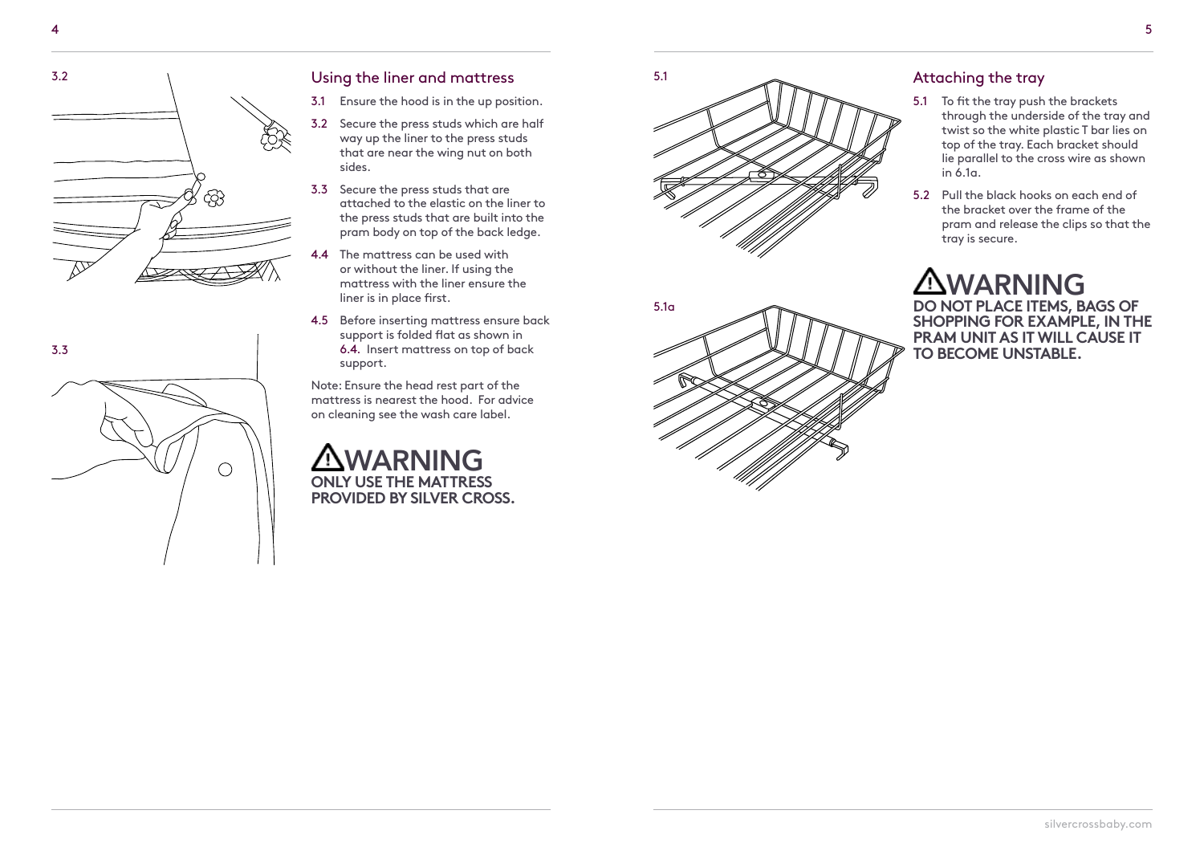3.2

3.3

## Using the liner and mattress

3.1 Ensure the hood is in the up position.

3.2 Secure the press studs which are half way up the liner to the press studs that are near the wing nut on both sides.

3.3 Secure the press studs that are attached to the elastic on the liner to the press studs that are built into the pram body on top of the back ledge.

4.4 The mattress can be used with or without the liner. If using the mattress with the liner ensure the liner is in place first.

4.5 Before inserting mattress ensure back support is folded flat as shown in 6.4. Insert mattress on top of back support.

Note: Ensure the head rest part of the mattress is nearest the hood. For advice on cleaning see the wash care label.

## ⚠WARNING

**ONLY USE THE MATTRESS PROVIDED BY SILVER CROSS.**

5.1

5.1a

## Attaching the tray

5.1 To fit the tray push the brackets through the underside of the tray and twist so the white plastic T bar lies on top of the tray. Each bracket should lie parallel to the cross wire as shown in 6.1a.

5.2 Pull the black hooks on each end of the bracket over the frame of the pram and release the clips so that the tray is secure.

## ⚠WARNING

**DO NOT PLACE ITEMS, BAGS OF SHOPPING FOR EXAMPLE, IN THE PRAM UNIT AS IT WILL CAUSE IT TO BECOME UNSTABLE.**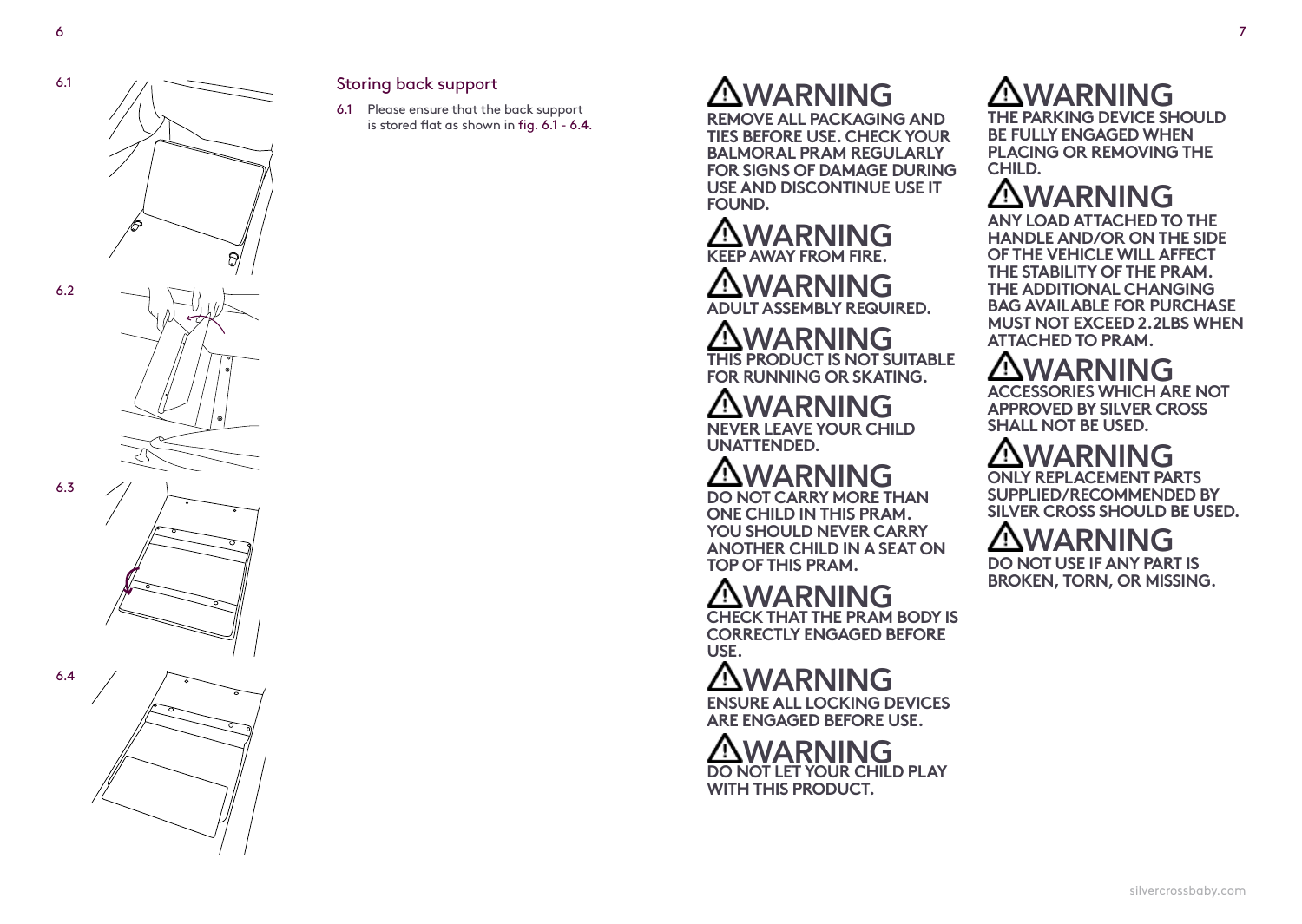## Storing back support

6.1 Please ensure that the back support is stored flat as shown in fig. 6.1 - 6.4.

6.1

6.2

6.3

6.4

## ⚠WARNING

**REMOVE ALL PACKAGING AND TIES BEFORE USE. CHECK YOUR BALMORAL PRAM REGULARLY FOR SIGNS OF DAMAGE DURING USE AND DISCONTINUE USE IT FOUND.**

## ⚠WARNING

**KEEP AWAY FROM FIRE.**

## ⚠WARNING

**ADULT ASSEMBLY REQUIRED.**

## ⚠WARNING

**THIS PRODUCT IS NOT SUITABLE FOR RUNNING OR SKATING.**

## ⚠WARNING

**NEVER LEAVE YOUR CHILD UNATTENDED.**

## ⚠WARNING

**DO NOT CARRY MORE THAN ONE CHILD IN THIS PRAM. YOU SHOULD NEVER CARRY ANOTHER CHILD IN A SEAT ON TOP OF THIS PRAM.**

## ⚠WARNING

**CHECK THAT THE PRAM BODY IS CORRECTLY ENGAGED BEFORE USE.**

## ⚠WARNING

**ENSURE ALL LOCKING DEVICES ARE ENGAGED BEFORE USE.**

## ⚠WARNING

**DO NOT LET YOUR CHILD PLAY WITH THIS PRODUCT.**

## ⚠WARNING

**THE PARKING DEVICE SHOULD BE FULLY ENGAGED WHEN PLACING OR REMOVING THE CHILD.**

## ⚠WARNING

**ANY LOAD ATTACHED TO THE HANDLE AND/OR ON THE SIDE OF THE VEHICLE WILL AFFECT THE STABILITY OF THE PRAM. THE ADDITIONAL CHANGING BAG AVAILABLE FOR PURCHASE MUST NOT EXCEED 2.2LBS WHEN ATTACHED TO PRAM.**

## ⚠WARNING

**ACCESSORIES WHICH ARE NOT APPROVED BY SILVER CROSS SHALL NOT BE USED.**

## ⚠WARNING

**ONLY REPLACEMENT PARTS SUPPLIED/RECOMMENDED BY SILVER CROSS SHOULD BE USED.**

## ⚠WARNING

**DO NOT USE IF ANY PART IS BROKEN, TORN, OR MISSING.**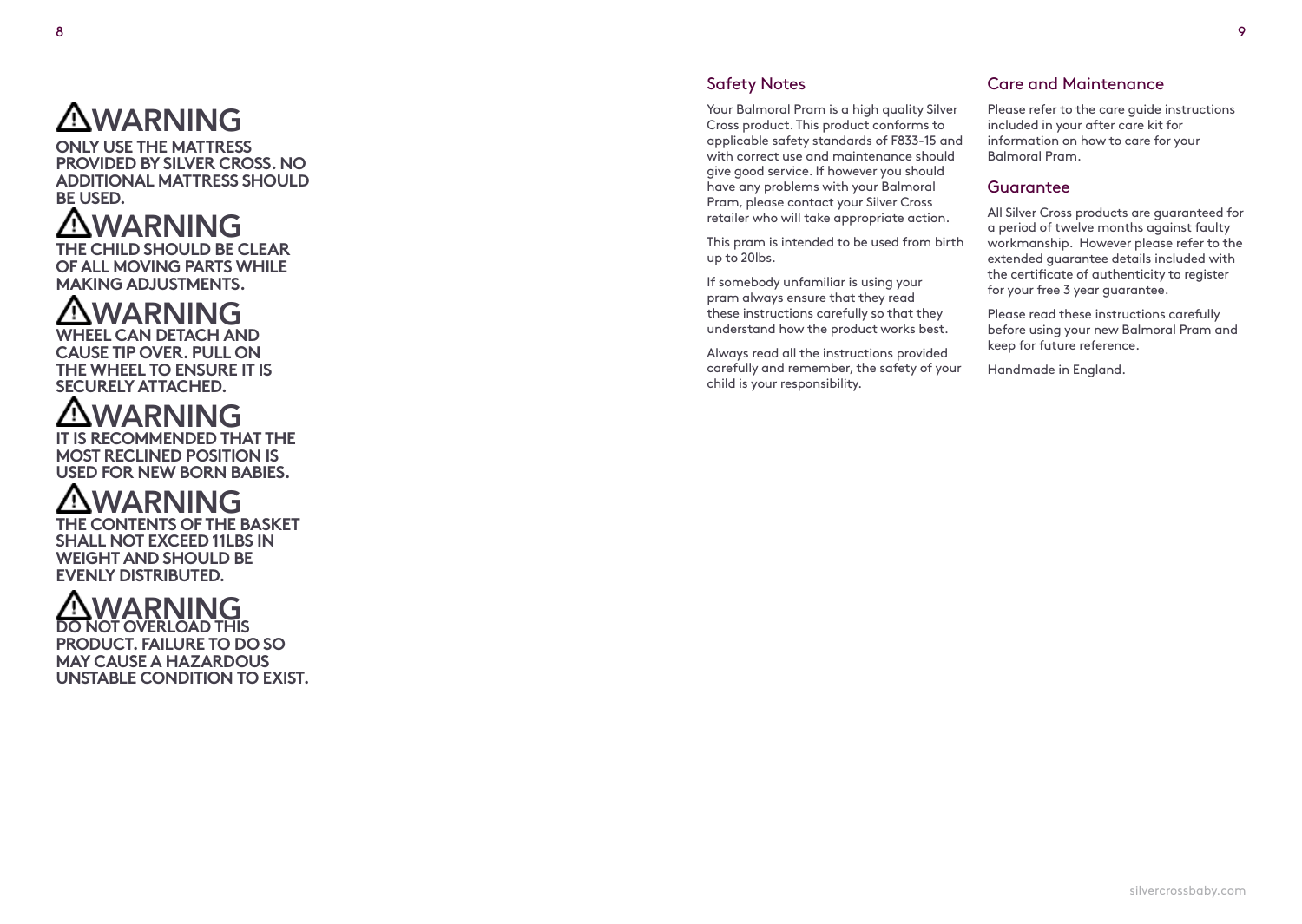## ⚠WARNING

**ONLY USE THE MATTRESS PROVIDED BY SILVER CROSS. NO ADDITIONAL MATTRESS SHOULD BE USED.**

## ⚠WARNING

**THE CHILD SHOULD BE CLEAR OF ALL MOVING PARTS WHILE MAKING ADJUSTMENTS.**

## ⚠WARNING

**WHEEL CAN DETACH AND CAUSE TIP OVER. PULL ON THE WHEEL TO ENSURE IT IS SECURELY ATTACHED.**

## ⚠WARNING

**IT IS RECOMMENDED THAT THE MOST RECLINED POSITION IS USED FOR NEW BORN BABIES.**

## ⚠WARNING

**THE CONTENTS OF THE BASKET SHALL NOT EXCEED 11LBS IN WEIGHT AND SHOULD BE EVENLY DISTRIBUTED.**

## ⚠WARNING

**DO NOT OVERLOAD THIS PRODUCT. FAILURE TO DO SO MAY CAUSE A HAZARDOUS UNSTABLE CONDITION TO EXIST.**

### Safety Notes

Your Balmoral Pram is a high quality Silver Cross product. This product conforms to applicable safety standards of F833-15 and with correct use and maintenance should give good service. If however you should have any problems with your Balmoral Pram, please contact your Silver Cross retailer who will take appropriate action.

This pram is intended to be used from birth up to 20lbs.

If somebody unfamiliar is using your pram always ensure that they read these instructions carefully so that they understand how the product works best.

Always read all the instructions provided carefully and remember, the safety of your child is your responsibility.

### Care and Maintenance

Please refer to the care guide instructions included in your after care kit for information on how to care for your Balmoral Pram.

### Guarantee

All Silver Cross products are guaranteed for a period of twelve months against faulty workmanship. However please refer to the extended guarantee details included with the certificate of authenticity to register for your free 3 year guarantee.

Please read these instructions carefully before using your new Balmoral Pram and keep for future reference.

Handmade in England.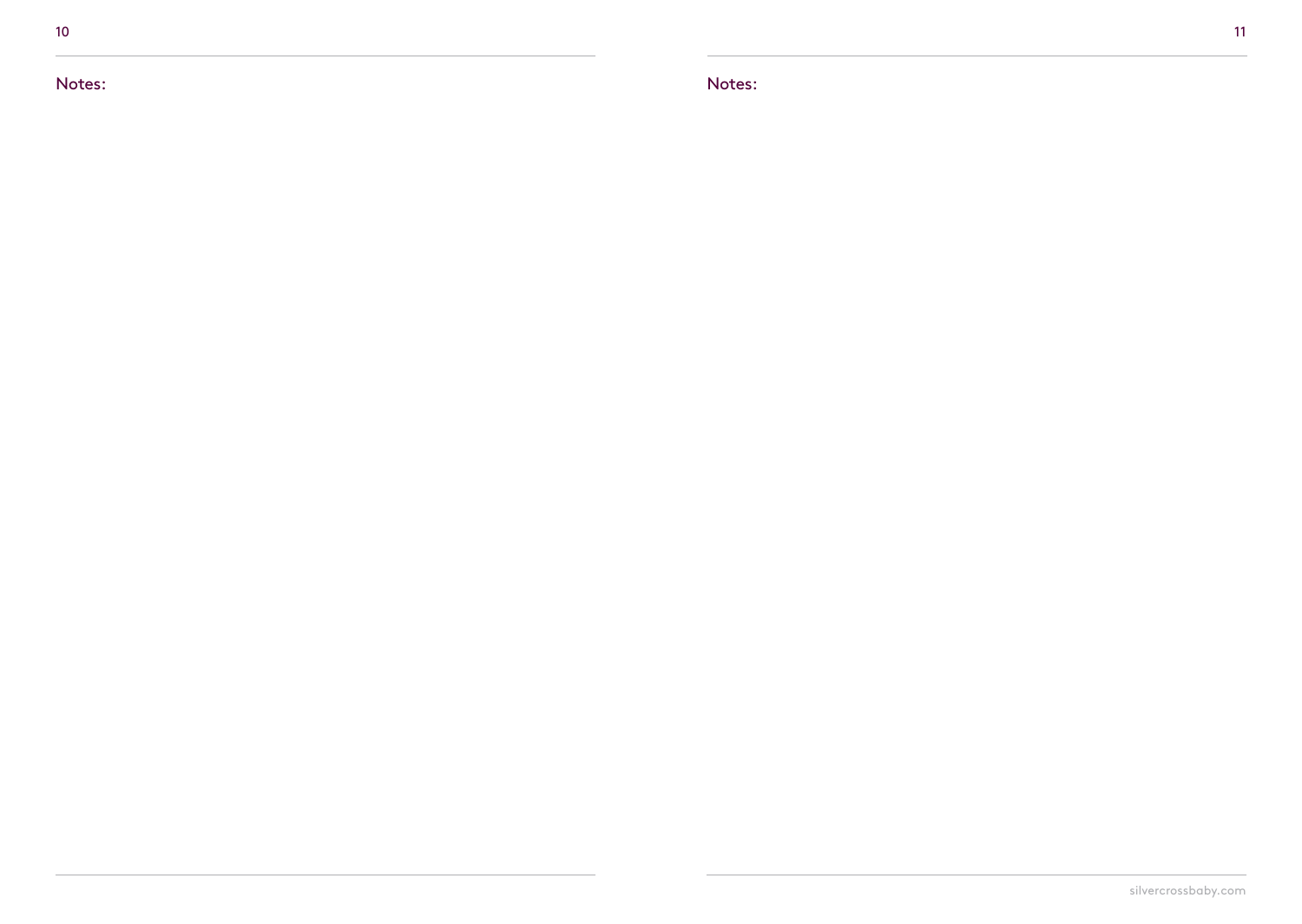Notes:

Notes: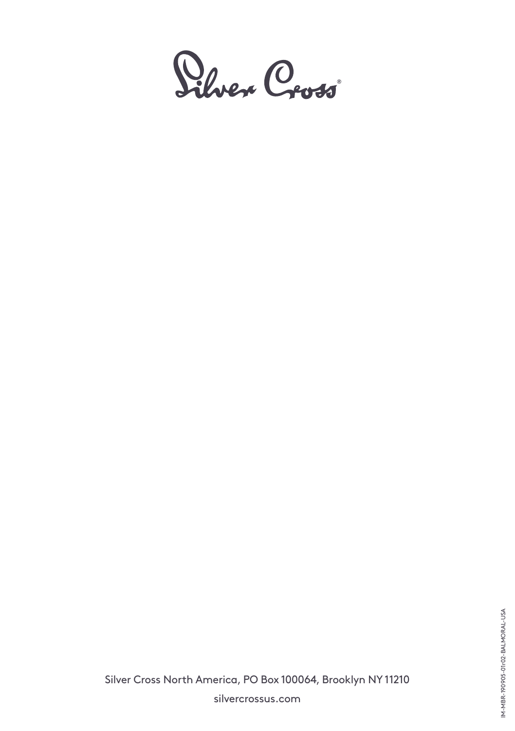Silver Cross®

Silver Cross North America, PO Box 100064, Brooklyn NY 11210

silvercrossus.com

IM-MBR-190905-01r02-BALMORAL-USA